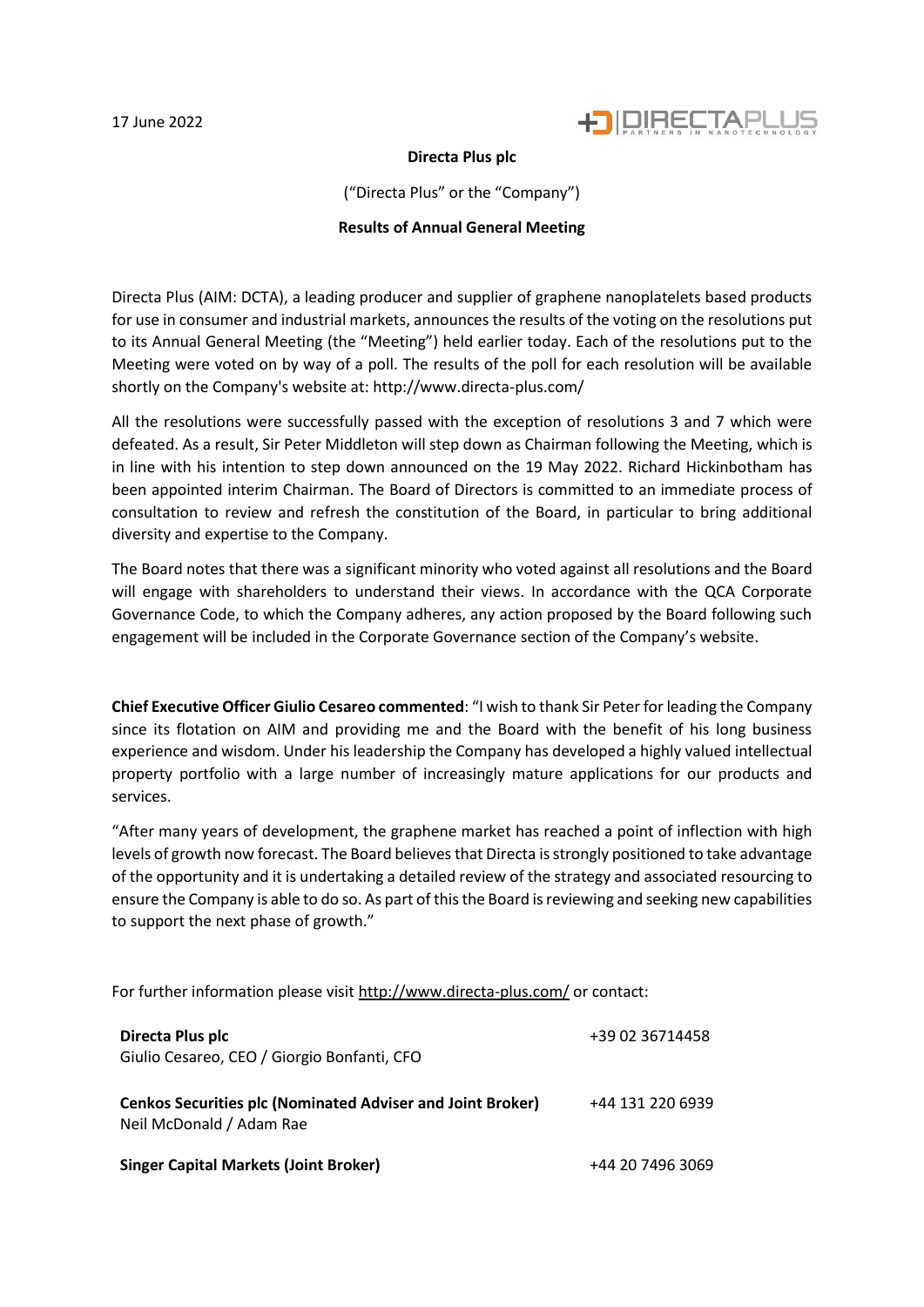17 June 2022

**Directa Plus plc**

("Directa Plus" or the "Company")

**Results of Annual General Meeting**

Directa Plus (AIM: DCTA), a leading producer and supplier of graphene nanoplatelets based products for use in consumer and industrial markets, announces the results of the voting on the resolutions put to its Annual General Meeting (the "Meeting") held earlier today. Each of the resolutions put to the Meeting were voted on by way of a poll. The results of the poll for each resolution will be available shortly on the Company's website at: http://www.directa-plus.com/

All the resolutions were successfully passed with the exception of resolutions 3 and 7 which were defeated. As a result, Sir Peter Middleton will step down as Chairman following the Meeting, which is in line with his intention to step down announced on the 19 May 2022. Richard Hickinbotham has been appointed interim Chairman. The Board of Directors is committed to an immediate process of consultation to review and refresh the constitution of the Board, in particular to bring additional diversity and expertise to the Company.

The Board notes that there was a significant minority who voted against all resolutions and the Board will engage with shareholders to understand their views. In accordance with the QCA Corporate Governance Code, to which the Company adheres, any action proposed by the Board following such engagement will be included in the Corporate Governance section of the Company's website.

**Chief Executive Officer Giulio Cesareo commented**: "I wish to thank Sir Peter for leading the Company since its flotation on AIM and providing me and the Board with the benefit of his long business experience and wisdom. Under his leadership the Company has developed a highly valued intellectual property portfolio with a large number of increasingly mature applications for our products and services.

"After many years of development, the graphene market has reached a point of inflection with high levels of growth now forecast. The Board believes that Directa is strongly positioned to take advantage of the opportunity and it is undertaking a detailed review of the strategy and associated resourcing to ensure the Company is able to do so. As part of this the Board is reviewing and seeking new capabilities to support the next phase of growth."

For further information please visit http://www.directa-plus.com/ or contact:

| | |
|---|---|
| **Directa Plus plc**<br>Giulio Cesareo, CEO / Giorgio Bonfanti, CFO | +39 02 36714458 |
| **Cenkos Securities plc (Nominated Adviser and Joint Broker)**<br>Neil McDonald / Adam Rae | +44 131 220 6939 |
| **Singer Capital Markets (Joint Broker)** | +44 20 7496 3069 |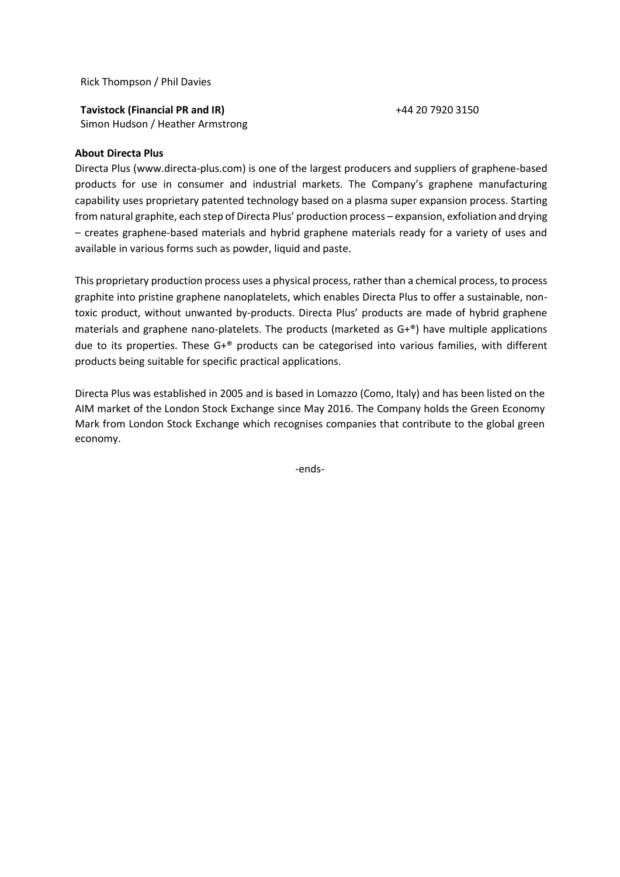Rick Thompson / Phil Davies

**Tavistock (Financial PR and IR)** +44 20 7920 3150
Simon Hudson / Heather Armstrong

**About Directa Plus**

Directa Plus (www.directa-plus.com) is one of the largest producers and suppliers of graphene-based products for use in consumer and industrial markets. The Company's graphene manufacturing capability uses proprietary patented technology based on a plasma super expansion process. Starting from natural graphite, each step of Directa Plus' production process – expansion, exfoliation and drying – creates graphene-based materials and hybrid graphene materials ready for a variety of uses and available in various forms such as powder, liquid and paste.

This proprietary production process uses a physical process, rather than a chemical process, to process graphite into pristine graphene nanoplatelets, which enables Directa Plus to offer a sustainable, non-toxic product, without unwanted by-products. Directa Plus' products are made of hybrid graphene materials and graphene nano-platelets. The products (marketed as G+®) have multiple applications due to its properties. These G+® products can be categorised into various families, with different products being suitable for specific practical applications.

Directa Plus was established in 2005 and is based in Lomazzo (Como, Italy) and has been listed on the AIM market of the London Stock Exchange since May 2016. The Company holds the Green Economy Mark from London Stock Exchange which recognises companies that contribute to the global green economy.

-ends-